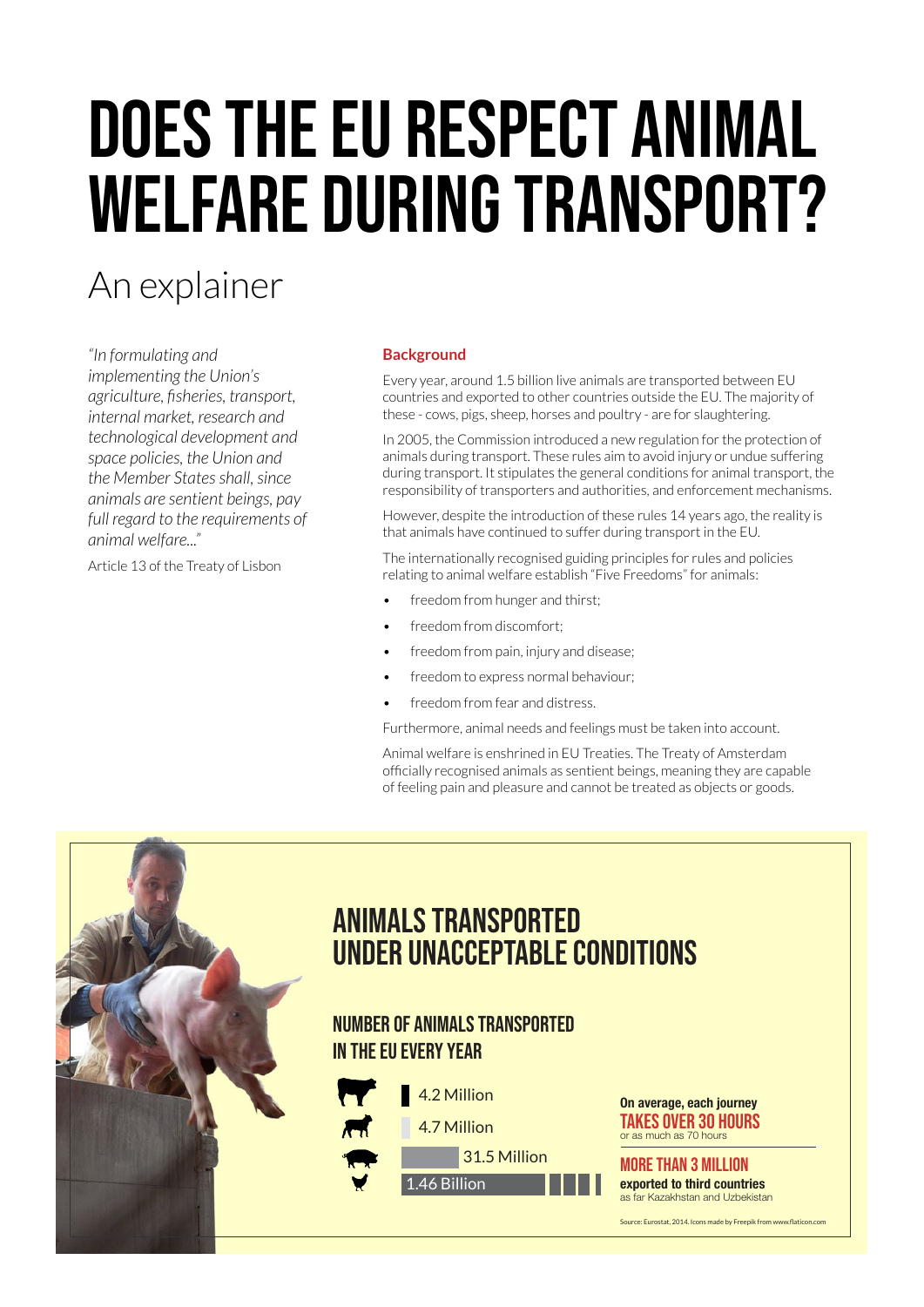# DOES THE EU RESPECT ANIMAL WELFARE DURING TRANSPORT?

## An explainer

*"In formulating and implementing the Union's agriculture, fisheries, transport, internal market, research and technological development and space policies, the Union and the Member States shall, since animals are sentient beings, pay full regard to the requirements of animal welfare..."*

Article 13 of the Treaty of Lisbon

### Background

Every year, around 1.5 billion live animals are transported between EU countries and exported to other countries outside the EU. The majority of these - cows, pigs, sheep, horses and poultry - are for slaughtering.

In 2005, the Commission introduced a new regulation for the protection of animals during transport. These rules aim to avoid injury or undue suffering during transport. It stipulates the general conditions for animal transport, the responsibility of transporters and authorities, and enforcement mechanisms.

However, despite the introduction of these rules 14 years ago, the reality is that animals have continued to suffer during transport in the EU.

The internationally recognised guiding principles for rules and policies relating to animal welfare establish "Five Freedoms" for animals:

- freedom from hunger and thirst;
- freedom from discomfort;
- freedom from pain, injury and disease;
- freedom to express normal behaviour;
- freedom from fear and distress.

Furthermore, animal needs and feelings must be taken into account.

Animal welfare is enshrined in EU Treaties. The Treaty of Amsterdam officially recognised animals as sentient beings, meaning they are capable of feeling pain and pleasure and cannot be treated as objects or goods.

## ANIMALS TRANSPORTED UNDER UNACCEPTABLE CONDITIONS

### NUMBER OF ANIMALS TRANSPORTED IN THE EU EVERY YEAR

- 4.2 Million
- 4.7 Million
- 31.5 Million
- 1.46 Billion

On average, each journey **TAKES OVER 30 HOURS** or as much as 70 hours

**MORE THAN 3 MILLION** exported to third countries as far Kazakhstan and Uzbekistan

Source: Eurostat, 2014. Icons made by Freepik from www.flaticon.com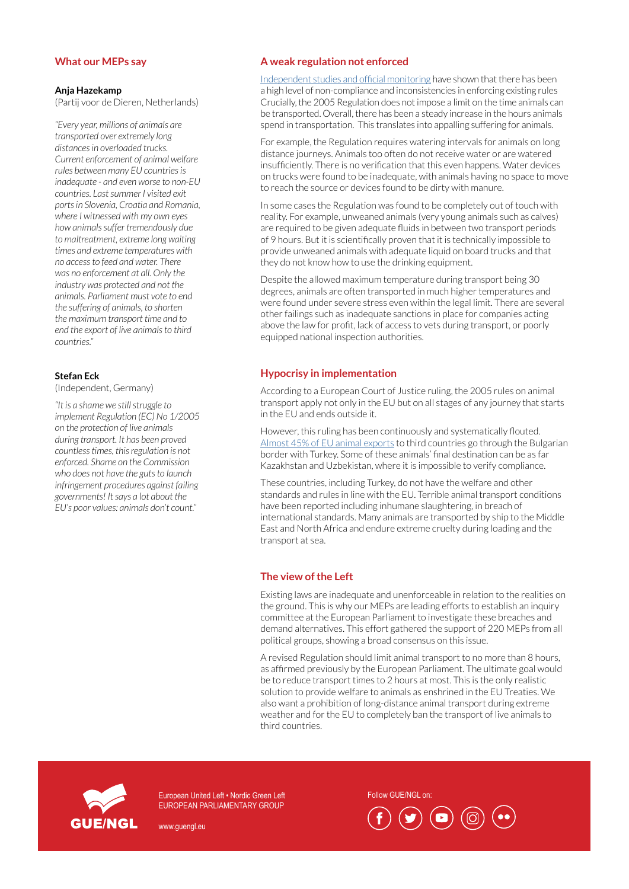## What our MEPs say

**Anja Hazekamp**
(Partij voor de Dieren, Netherlands)

*"Every year, millions of animals are transported over extremely long distances in overloaded trucks. Current enforcement of animal welfare rules between many EU countries is inadequate - and even worse to non-EU countries. Last summer I visited exit ports in Slovenia, Croatia and Romania, where I witnessed with my own eyes how animals suffer tremendously due to maltreatment, extreme long waiting times and extreme temperatures with no access to feed and water. There was no enforcement at all. Only the industry was protected and not the animals. Parliament must vote to end the suffering of animals, to shorten the maximum transport time and to end the export of live animals to third countries."*

**Stefan Eck**
(Independent, Germany)

*"It is a shame we still struggle to implement Regulation (EC) No 1/2005 on the protection of live animals during transport. It has been proved countless times, this regulation is not enforced. Shame on the Commission who does not have the guts to launch infringement procedures against failing governments! It says a lot about the EU's poor values: animals don't count."*

## A weak regulation not enforced

Independent studies and official monitoring have shown that there has been a high level of non-compliance and inconsistencies in enforcing existing rules. Crucially, the 2005 Regulation does not impose a limit on the time animals can be transported. Overall, there has been a steady increase in the hours animals spend in transportation. This translates into appalling suffering for animals.

For example, the Regulation requires watering intervals for animals on long distance journeys. Animals too often do not receive water or are watered insufficiently. There is no verification that this even happens. Water devices on trucks were found to be inadequate, with animals having no space to move to reach the source or devices found to be dirty with manure.

In some cases the Regulation was found to be completely out of touch with reality. For example, unweaned animals (very young animals such as calves) are required to be given adequate fluids in between two transport periods of 9 hours. But it is scientifically proven that it is technically impossible to provide unweaned animals with adequate liquid on board trucks and that they do not know how to use the drinking equipment.

Despite the allowed maximum temperature during transport being 30 degrees, animals are often transported in much higher temperatures and were found under severe stress even within the legal limit. There are several other failings such as inadequate sanctions in place for companies acting above the law for profit, lack of access to vets during transport, or poorly equipped national inspection authorities.

## Hypocrisy in implementation

According to a European Court of Justice ruling, the 2005 rules on animal transport apply not only in the EU but on all stages of any journey that starts in the EU and ends outside it.

However, this ruling has been continuously and systematically flouted. Almost 45% of EU animal exports to third countries go through the Bulgarian border with Turkey. Some of these animals' final destination can be as far Kazakhstan and Uzbekistan, where it is impossible to verify compliance.

These countries, including Turkey, do not have the welfare and other standards and rules in line with the EU. Terrible animal transport conditions have been reported including inhumane slaughtering, in breach of international standards. Many animals are transported by ship to the Middle East and North Africa and endure extreme cruelty during loading and the transport at sea.

## The view of the Left

Existing laws are inadequate and unenforceable in relation to the realities on the ground. This is why our MEPs are leading efforts to establish an inquiry committee at the European Parliament to investigate these breaches and demand alternatives. This effort gathered the support of 220 MEPs from all political groups, showing a broad consensus on this issue.

A revised Regulation should limit animal transport to no more than 8 hours, as affirmed previously by the European Parliament. The ultimate goal would be to reduce transport times to 2 hours at most. This is the only realistic solution to provide welfare to animals as enshrined in the EU Treaties. We also want a prohibition of long-distance animal transport during extreme weather and for the EU to completely ban the transport of live animals to third countries.

GUE/NGL

European United Left • Nordic Green Left
EUROPEAN PARLIAMENTARY GROUP

www.guengl.eu

Follow GUE/NGL on: